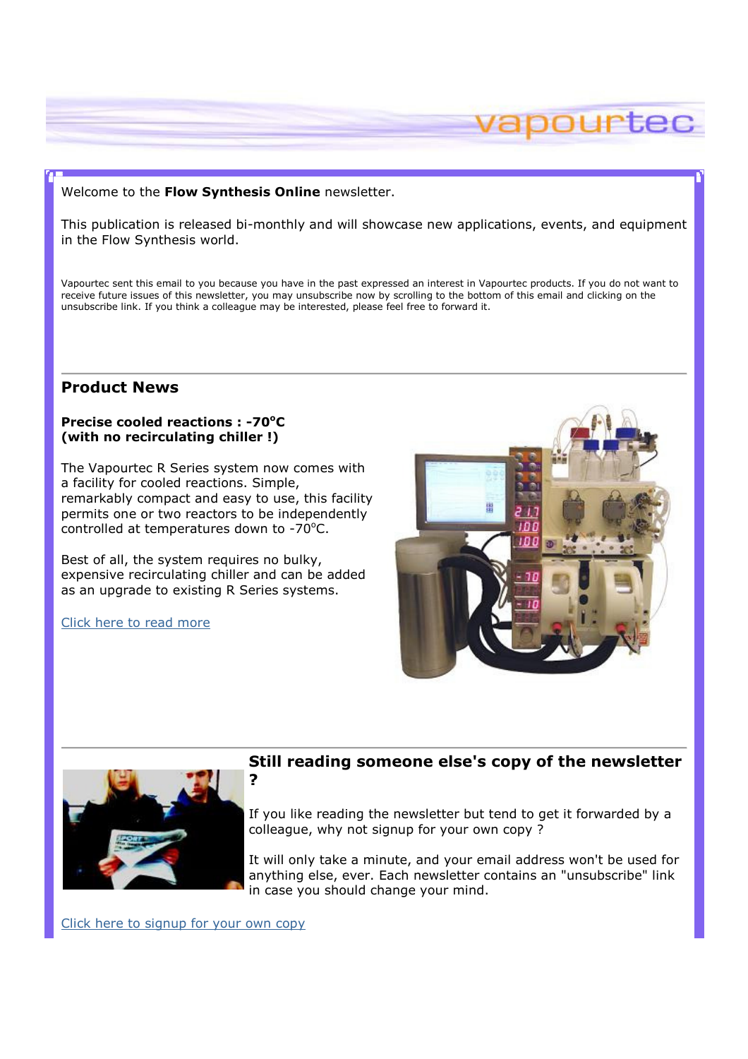vapourtec

Welcome to the **Flow Synthesis Online** newsletter.

This publication is released bi-monthly and will showcase new applications, events, and equipment in the Flow Synthesis world.

Vapourtec sent this email to you because you have in the past expressed an interest in Vapourtec products. If you do not want to receive future issues of this newsletter, you may unsubscribe now by scrolling to the bottom of this email and clicking on the unsubscribe link. If you think a colleague may be interested, please feel free to forward it.

## Product News

**Precise cooled reactions : -70°C (with no recirculating chiller !)**

The Vapourtec R Series system now comes with a facility for cooled reactions. Simple, remarkably compact and easy to use, this facility permits one or two reactors to be independently controlled at temperatures down to -70°C.

Best of all, the system requires no bulky, expensive recirculating chiller and can be added as an upgrade to existing R Series systems.

Click here to read more

## Still reading someone else's copy of the newsletter ?

If you like reading the newsletter but tend to get it forwarded by a colleague, why not signup for your own copy ?

It will only take a minute, and your email address won't be used for anything else, ever. Each newsletter contains an "unsubscribe" link in case you should change your mind.

Click here to signup for your own copy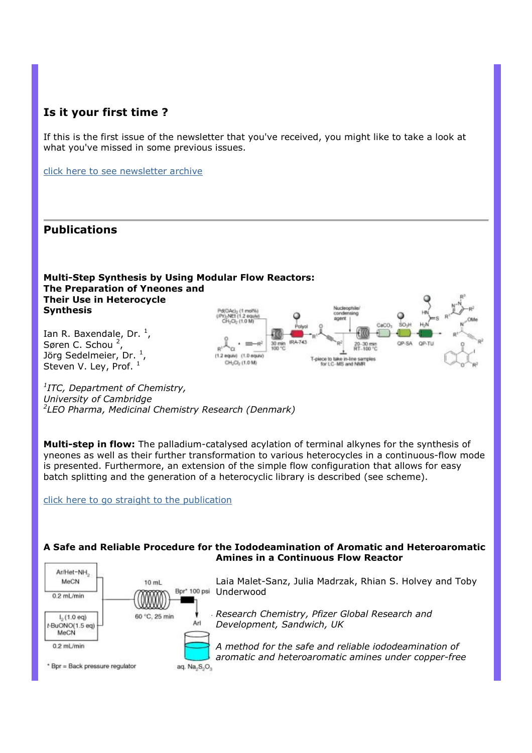## Is it your first time ?

If this is the first issue of the newsletter that you've received, you might like to take a look at what you've missed in some previous issues.

click here to see newsletter archive

## Publications

### Multi-Step Synthesis by Using Modular Flow Reactors: The Preparation of Yneones and Their Use in Heterocycle Synthesis

Ian R. Baxendale, Dr. [1], Søren C. Schou [2], Jörg Sedelmeier, Dr. [1], Steven V. Ley, Prof. [1]

[1]*ITC, Department of Chemistry, University of Cambridge*
[2]*LEO Pharma, Medicinal Chemistry Research (Denmark)*

**Multi-step in flow:** The palladium-catalysed acylation of terminal alkynes for the synthesis of yneones as well as their further transformation to various heterocycles in a continuous-flow mode is presented. Furthermore, an extension of the simple flow configuration that allows for easy batch splitting and the generation of a heterocyclic library is described (see scheme).

click here to go straight to the publication

### A Safe and Reliable Procedure for the Iododeamination of Aromatic and Heteroaromatic Amines in a Continuous Flow Reactor

Laia Malet-Sanz, Julia Madrzak, Rhian S. Holvey and Toby Underwood

*Research Chemistry, Pfizer Global Research and Development, Sandwich, UK*

*A method for the safe and reliable iododeamination of aromatic and heteroaromatic amines under copper-free*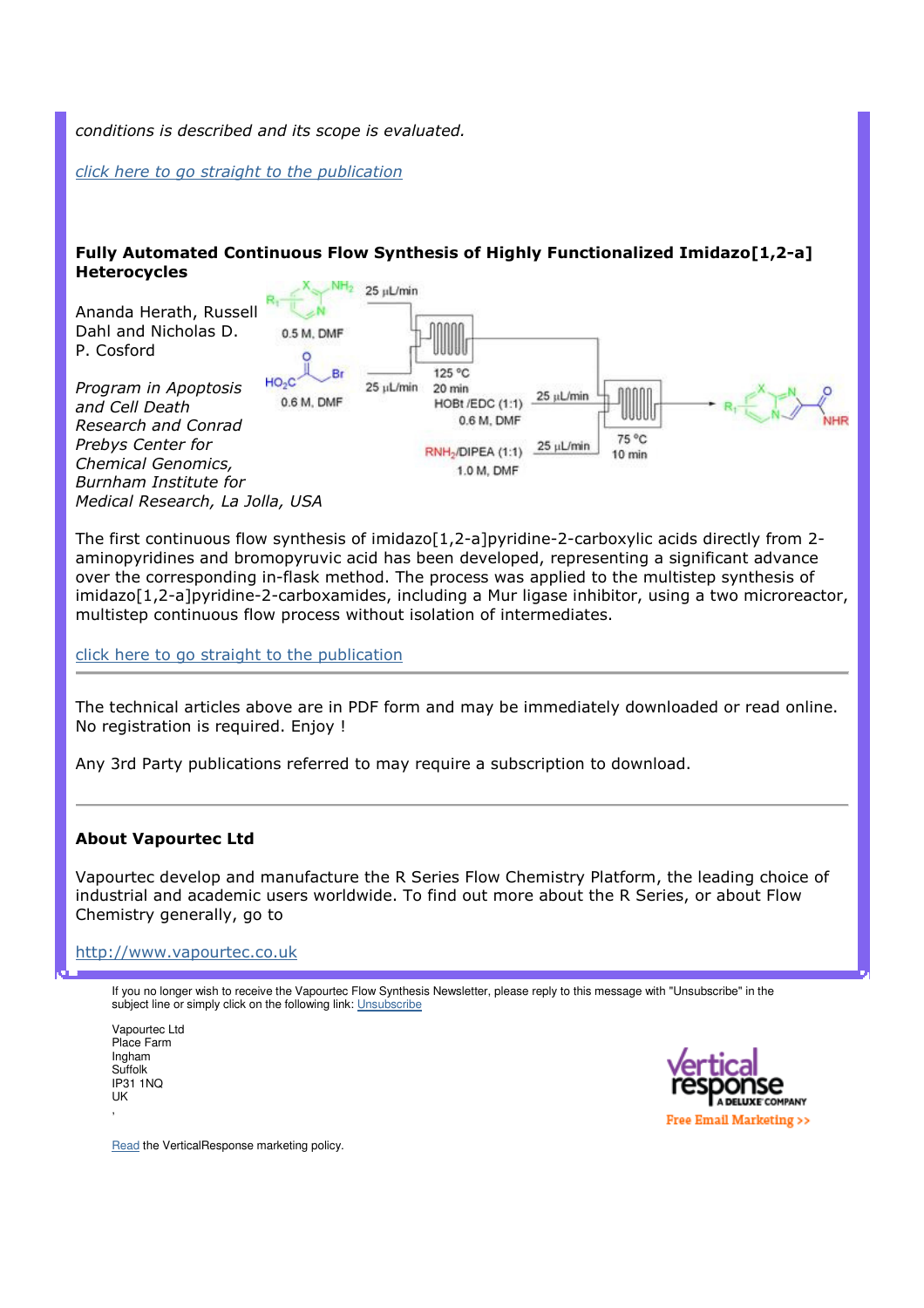*conditions is described and its scope is evaluated.*

[click here to go straight to the publication]

**Fully Automated Continuous Flow Synthesis of Highly Functionalized Imidazo[1,2-a] Heterocycles**

Ananda Herath, Russell Dahl and Nicholas D. P. Cosford

*Program in Apoptosis and Cell Death Research and Conrad Prebys Center for Chemical Genomics, Burnham Institute for Medical Research, La Jolla, USA*

0.5 M, DMF
25 μL/min
0.6 M, DMF
25 μL/min
125 °C
20 min
HOBt /EDC (1:1)
0.6 M, DMF
25 μL/min
$RNH_2$/DIPEA (1:1)
1.0 M, DMF
25 μL/min
75 °C
10 min
NHR

The first continuous flow synthesis of imidazo[1,2-a]pyridine-2-carboxylic acids directly from 2-aminopyridines and bromopyruvic acid has been developed, representing a significant advance over the corresponding in-flask method. The process was applied to the multistep synthesis of imidazo[1,2-a]pyridine-2-carboxamides, including a Mur ligase inhibitor, using a two microreactor, multistep continuous flow process without isolation of intermediates.

[click here to go straight to the publication]

---

The technical articles above are in PDF form and may be immediately downloaded or read online. No registration is required. Enjoy !

Any 3rd Party publications referred to may require a subscription to download.

---

**About Vapourtec Ltd**

Vapourtec develop and manufacture the R Series Flow Chemistry Platform, the leading choice of industrial and academic users worldwide. To find out more about the R Series, or about Flow Chemistry generally, go to

http://www.vapourtec.co.uk

If you no longer wish to receive the Vapourtec Flow Synthesis Newsletter, please reply to this message with "Unsubscribe" in the subject line or simply click on the following link: Unsubscribe

Vapourtec Ltd
Place Farm
Ingham
Suffolk
IP31 1NQ
UK

Vertical response A DELUXE COMPANY
Free Email Marketing >>

Read the VerticalResponse marketing policy.